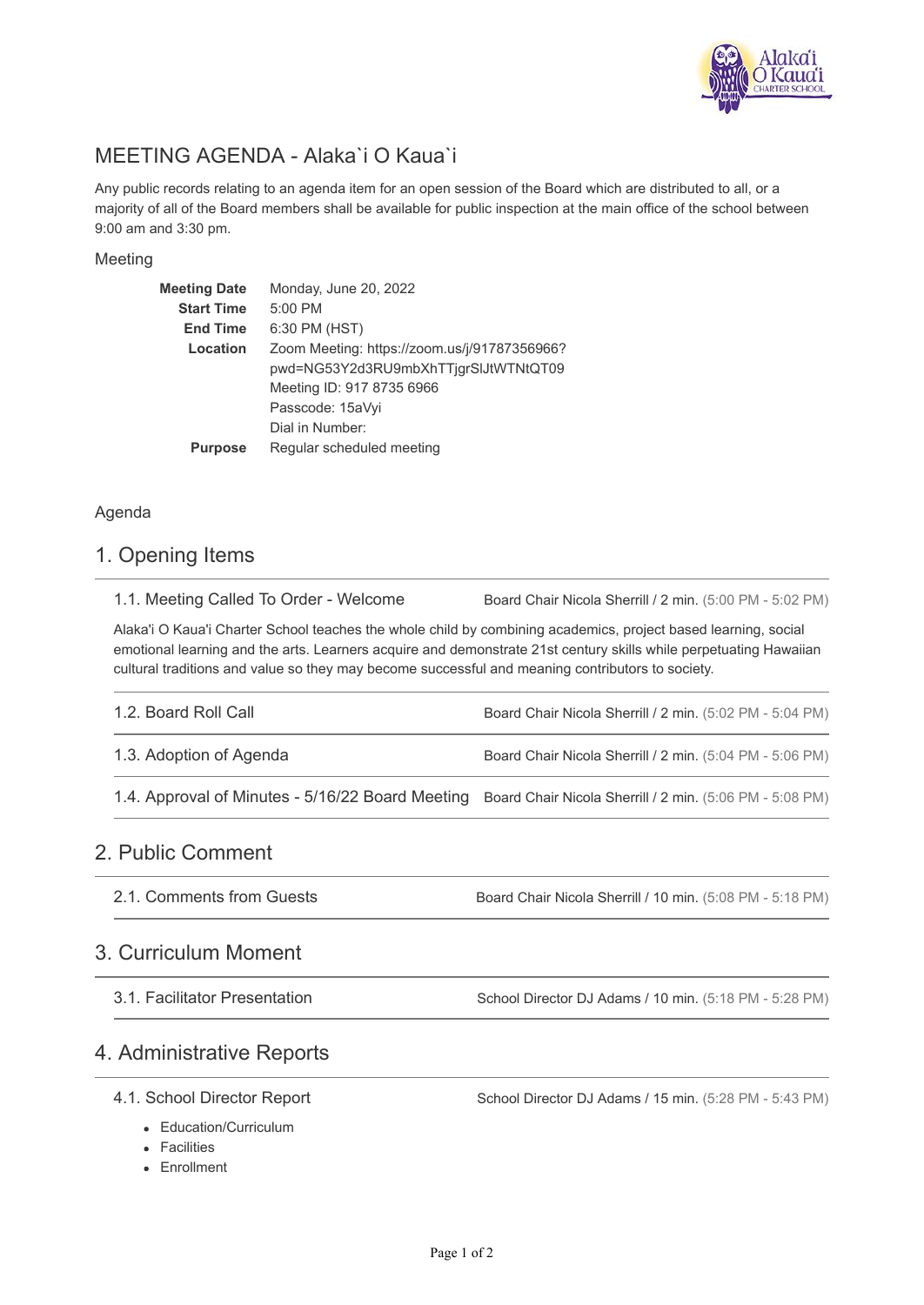# MEETING AGENDA - Alaka`i O Kaua`i

Any public records relating to an agenda item for an open session of the Board which are distributed to all, or a majority of all of the Board members shall be available for public inspection at the main office of the school between 9:00 am and 3:30 pm.

## Meeting

| | |
|---|---|
| **Meeting Date** | Monday, June 20, 2022 |
| **Start Time** | 5:00 PM |
| **End Time** | 6:30 PM (HST) |
| **Location** | Zoom Meeting: https://zoom.us/j/91787356966?pwd=NG53Y2d3RU9mbXhTTjgrSlJtWTNtQT09<br>Meeting ID: 917 8735 6966<br>Passcode: 15aVyi<br>Dial in Number: |
| **Purpose** | Regular scheduled meeting |

## Agenda

## 1. Opening Items

### 1.1. Meeting Called To Order - Welcome

Board Chair Nicola Sherrill / 2 min. (5:00 PM - 5:02 PM)

Alaka'i O Kaua'i Charter School teaches the whole child by combining academics, project based learning, social emotional learning and the arts. Learners acquire and demonstrate 21st century skills while perpetuating Hawaiian cultural traditions and value so they may become successful and meaning contributors to society.

### 1.2. Board Roll Call

Board Chair Nicola Sherrill / 2 min. (5:02 PM - 5:04 PM)

### 1.3. Adoption of Agenda

Board Chair Nicola Sherrill / 2 min. (5:04 PM - 5:06 PM)

### 1.4. Approval of Minutes - 5/16/22 Board Meeting

Board Chair Nicola Sherrill / 2 min. (5:06 PM - 5:08 PM)

## 2. Public Comment

### 2.1. Comments from Guests

Board Chair Nicola Sherrill / 10 min. (5:08 PM - 5:18 PM)

## 3. Curriculum Moment

### 3.1. Facilitator Presentation

School Director DJ Adams / 10 min. (5:18 PM - 5:28 PM)

## 4. Administrative Reports

### 4.1. School Director Report

School Director DJ Adams / 15 min. (5:28 PM - 5:43 PM)

- Education/Curriculum
- Facilities
- Enrollment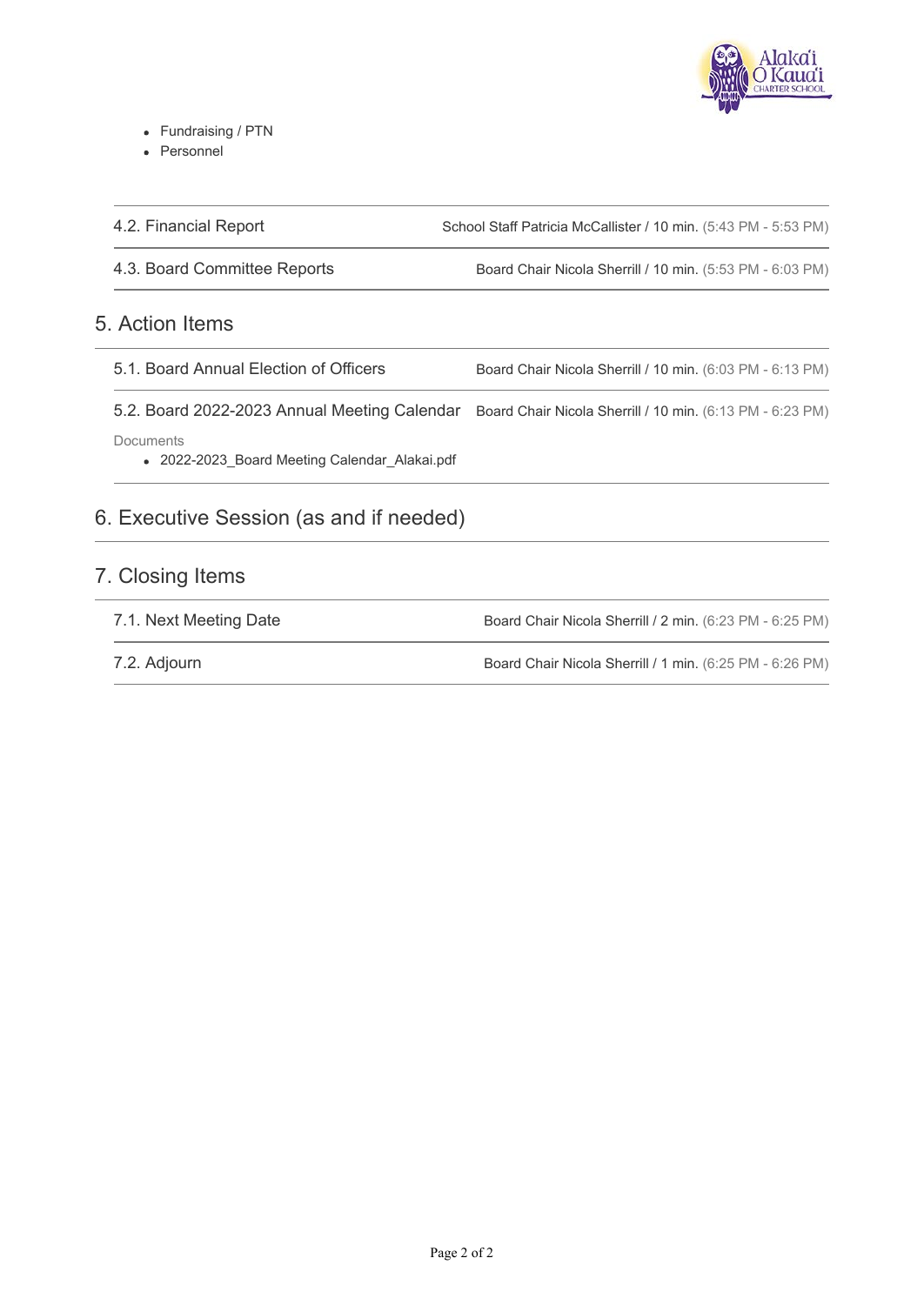- Fundraising / PTN
- Personnel

### 4.2. Financial Report

School Staff Patricia McCallister / 10 min. (5:43 PM - 5:53 PM)

### 4.3. Board Committee Reports

Board Chair Nicola Sherrill / 10 min. (5:53 PM - 6:03 PM)

## 5. Action Items

### 5.1. Board Annual Election of Officers

Board Chair Nicola Sherrill / 10 min. (6:03 PM - 6:13 PM)

### 5.2. Board 2022-2023 Annual Meeting Calendar

Board Chair Nicola Sherrill / 10 min. (6:13 PM - 6:23 PM)

Documents

- 2022-2023_Board Meeting Calendar_Alakai.pdf

## 6. Executive Session (as and if needed)

## 7. Closing Items

### 7.1. Next Meeting Date

Board Chair Nicola Sherrill / 2 min. (6:23 PM - 6:25 PM)

### 7.2. Adjourn

Board Chair Nicola Sherrill / 1 min. (6:25 PM - 6:26 PM)